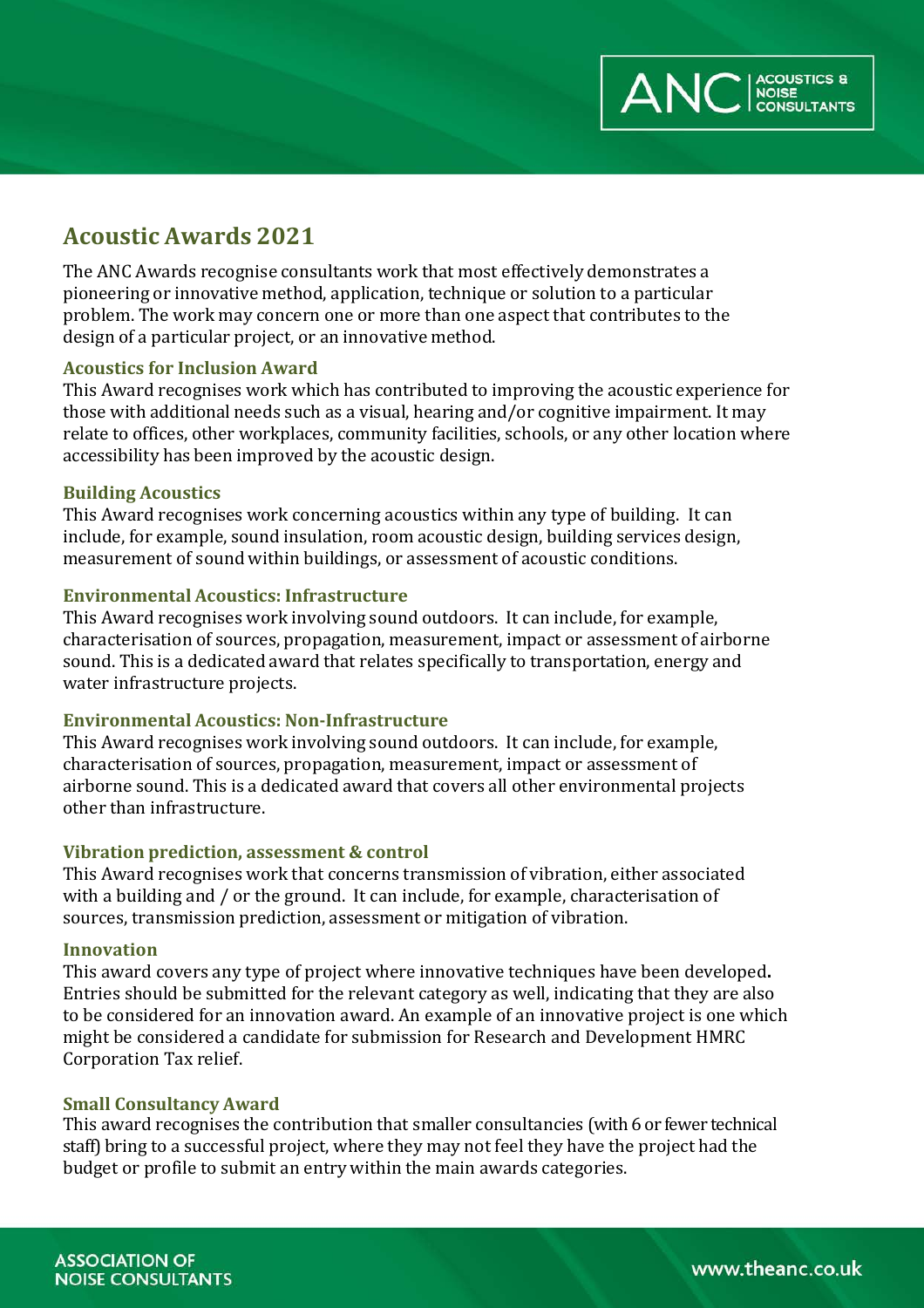# Acoustic Awards 2021

The ANC Awards recognise consultants work that most effectively demonstrates a pioneering or innovative method, application, technique or solution to a particular problem. The work may concern one or more than one aspect that contributes to the design of a particular project, or an innovative method.

### Acoustics for Inclusion Award

This Award recognises work which has contributed to improving the acoustic experience for those with additional needs such as a visual, hearing and/or cognitive impairment. It may relate to offices, other workplaces, community facilities, schools, or any other location where accessibility has been improved by the acoustic design.

### Building Acoustics

This Award recognises work concerning acoustics within any type of building. It can include, for example, sound insulation, room acoustic design, building services design, measurement of sound within buildings, or assessment of acoustic conditions.

### Environmental Acoustics: Infrastructure

This Award recognises work involving sound outdoors. It can include, for example, characterisation of sources, propagation, measurement, impact or assessment of airborne sound. This is a dedicated award that relates specifically to transportation, energy and water infrastructure projects.

### Environmental Acoustics: Non-Infrastructure

This Award recognises work involving sound outdoors. It can include, for example, characterisation of sources, propagation, measurement, impact or assessment of airborne sound. This is a dedicated award that covers all other environmental projects other than infrastructure.

### Vibration prediction, assessment & control

This Award recognises work that concerns transmission of vibration, either associated with a building and / or the ground. It can include, for example, characterisation of sources, transmission prediction, assessment or mitigation of vibration.

### Innovation

This award covers any type of project where innovative techniques have been developed**.** Entries should be submitted for the relevant category as well, indicating that they are also to be considered for an innovation award. An example of an innovative project is one which might be considered a candidate for submission for Research and Development HMRC Corporation Tax relief.

### Small Consultancy Award

This award recognises the contribution that smaller consultancies (with 6 or fewer technical staff) bring to a successful project, where they may not feel they have the project had the budget or profile to submit an entry within the main awards categories.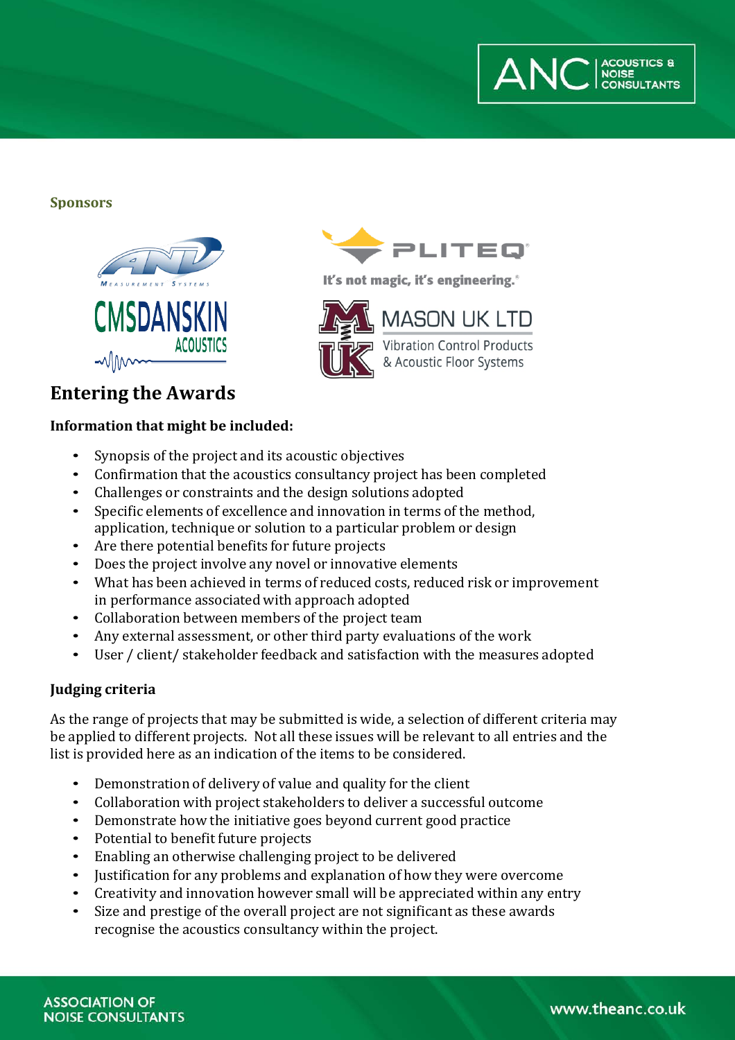**Sponsors**

## Entering the Awards

**Information that might be included:**

- Synopsis of the project and its acoustic objectives
- Confirmation that the acoustics consultancy project has been completed
- Challenges or constraints and the design solutions adopted
- Specific elements of excellence and innovation in terms of the method, application, technique or solution to a particular problem or design
- Are there potential benefits for future projects
- Does the project involve any novel or innovative elements
- What has been achieved in terms of reduced costs, reduced risk or improvement in performance associated with approach adopted
- Collaboration between members of the project team
- Any external assessment, or other third party evaluations of the work
- User / client/ stakeholder feedback and satisfaction with the measures adopted

**Judging criteria**

As the range of projects that may be submitted is wide, a selection of different criteria may be applied to different projects. Not all these issues will be relevant to all entries and the list is provided here as an indication of the items to be considered.

- Demonstration of delivery of value and quality for the client
- Collaboration with project stakeholders to deliver a successful outcome
- Demonstrate how the initiative goes beyond current good practice
- Potential to benefit future projects
- Enabling an otherwise challenging project to be delivered
- Justification for any problems and explanation of how they were overcome
- Creativity and innovation however small will be appreciated within any entry
- Size and prestige of the overall project are not significant as these awards recognise the acoustics consultancy within the project.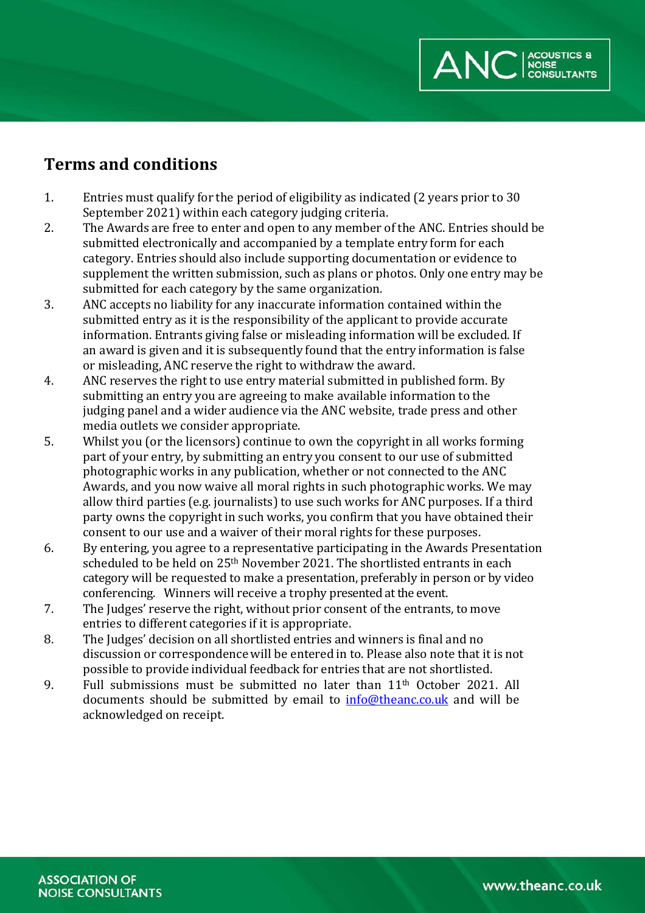## Terms and conditions

1. Entries must qualify for the period of eligibility as indicated (2 years prior to 30 September 2021) within each category judging criteria.
2. The Awards are free to enter and open to any member of the ANC. Entries should be submitted electronically and accompanied by a template entry form for each category. Entries should also include supporting documentation or evidence to supplement the written submission, such as plans or photos. Only one entry may be submitted for each category by the same organization.
3. ANC accepts no liability for any inaccurate information contained within the submitted entry as it is the responsibility of the applicant to provide accurate information. Entrants giving false or misleading information will be excluded. If an award is given and it is subsequently found that the entry information is false or misleading, ANC reserve the right to withdraw the award.
4. ANC reserves the right to use entry material submitted in published form. By submitting an entry you are agreeing to make available information to the judging panel and a wider audience via the ANC website, trade press and other media outlets we consider appropriate.
5. Whilst you (or the licensors) continue to own the copyright in all works forming part of your entry, by submitting an entry you consent to our use of submitted photographic works in any publication, whether or not connected to the ANC Awards, and you now waive all moral rights in such photographic works. We may allow third parties (e.g. journalists) to use such works for ANC purposes. If a third party owns the copyright in such works, you confirm that you have obtained their consent to our use and a waiver of their moral rights for these purposes.
6. By entering, you agree to a representative participating in the Awards Presentation scheduled to be held on 25th November 2021. The shortlisted entrants in each category will be requested to make a presentation, preferably in person or by video conferencing. Winners will receive a trophy presented at the event.
7. The Judges' reserve the right, without prior consent of the entrants, to move entries to different categories if it is appropriate.
8. The Judges' decision on all shortlisted entries and winners is final and no discussion or correspondence will be entered in to. Please also note that it is not possible to provide individual feedback for entries that are not shortlisted.
9. Full submissions must be submitted no later than 11th October 2021. All documents should be submitted by email to [info@theanc.co.uk](mailto:info@theanc.co.uk) and will be acknowledged on receipt.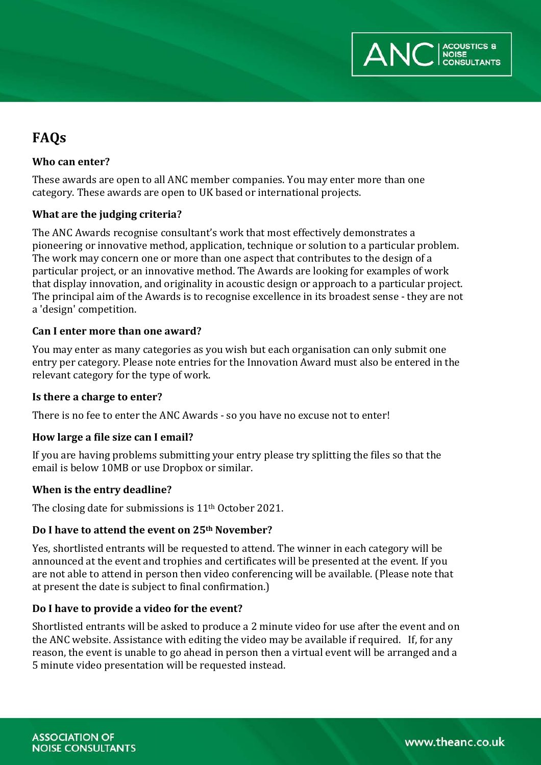## FAQs

### Who can enter?

These awards are open to all ANC member companies. You may enter more than one category. These awards are open to UK based or international projects.

### What are the judging criteria?

The ANC Awards recognise consultant's work that most effectively demonstrates a pioneering or innovative method, application, technique or solution to a particular problem. The work may concern one or more than one aspect that contributes to the design of a particular project, or an innovative method. The Awards are looking for examples of work that display innovation, and originality in acoustic design or approach to a particular project. The principal aim of the Awards is to recognise excellence in its broadest sense - they are not a 'design' competition.

### Can I enter more than one award?

You may enter as many categories as you wish but each organisation can only submit one entry per category. Please note entries for the Innovation Award must also be entered in the relevant category for the type of work.

### Is there a charge to enter?

There is no fee to enter the ANC Awards - so you have no excuse not to enter!

### How large a file size can I email?

If you are having problems submitting your entry please try splitting the files so that the email is below 10MB or use Dropbox or similar.

### When is the entry deadline?

The closing date for submissions is 11th October 2021.

### Do I have to attend the event on 25th November?

Yes, shortlisted entrants will be requested to attend. The winner in each category will be announced at the event and trophies and certificates will be presented at the event. If you are not able to attend in person then video conferencing will be available. (Please note that at present the date is subject to final confirmation.)

### Do I have to provide a video for the event?

Shortlisted entrants will be asked to produce a 2 minute video for use after the event and on the ANC website. Assistance with editing the video may be available if required. If, for any reason, the event is unable to go ahead in person then a virtual event will be arranged and a 5 minute video presentation will be requested instead.